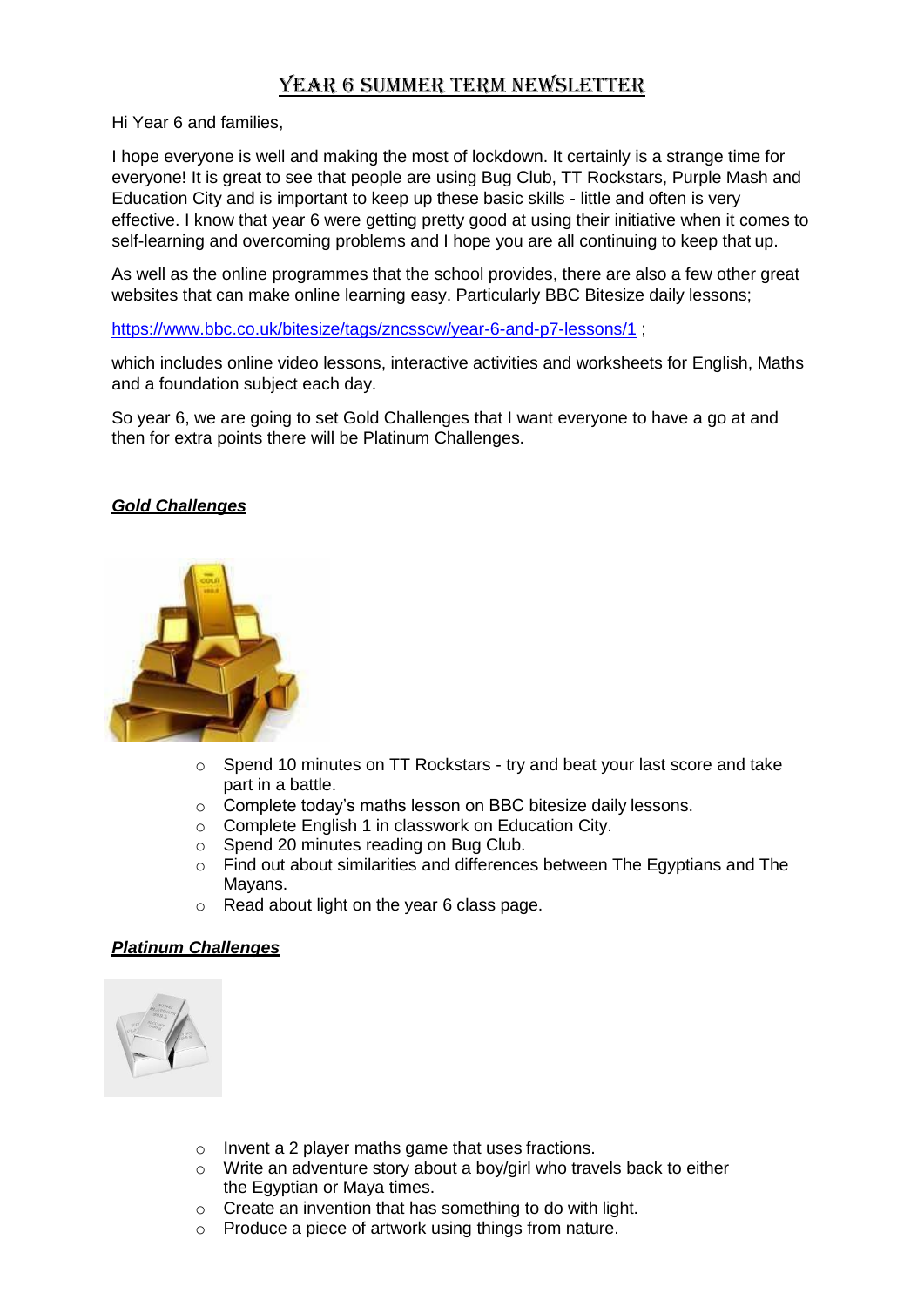# Year 6 Summer Term Newsletter

Hi Year 6 and families,

I hope everyone is well and making the most of lockdown. It certainly is a strange time for everyone! It is great to see that people are using Bug Club, TT Rockstars, Purple Mash and Education City and is important to keep up these basic skills - little and often is very effective. I know that year 6 were getting pretty good at using their initiative when it comes to self-learning and overcoming problems and I hope you are all continuing to keep that up.

As well as the online programmes that the school provides, there are also a few other great websites that can make online learning easy. Particularly BBC Bitesize daily lessons;

https://www.bbc.co.uk/bitesize/tags/zncsscw/year-6-and-p7-lessons/1 ;

which includes online video lessons, interactive activities and worksheets for English, Maths and a foundation subject each day.

So year 6, we are going to set Gold Challenges that I want everyone to have a go at and then for extra points there will be Platinum Challenges.

***Gold Challenges***

- Spend 10 minutes on TT Rockstars - try and beat your last score and take part in a battle.
- Complete today's maths lesson on BBC bitesize daily lessons.
- Complete English 1 in classwork on Education City.
- Spend 20 minutes reading on Bug Club.
- Find out about similarities and differences between The Egyptians and The Mayans.
- Read about light on the year 6 class page.

***Platinum Challenges***

- Invent a 2 player maths game that uses fractions.
- Write an adventure story about a boy/girl who travels back to either the Egyptian or Maya times.
- Create an invention that has something to do with light.
- Produce a piece of artwork using things from nature.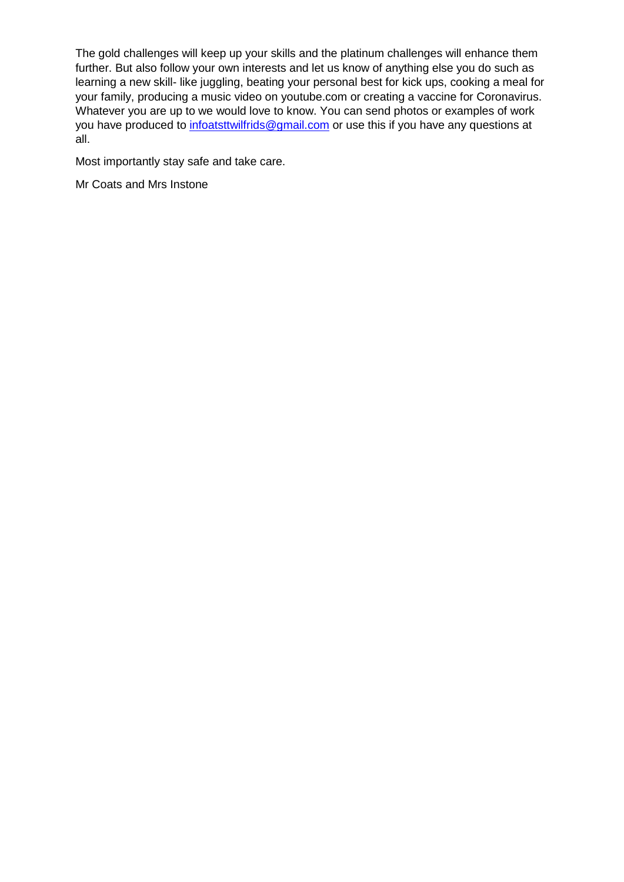The gold challenges will keep up your skills and the platinum challenges will enhance them further. But also follow your own interests and let us know of anything else you do such as learning a new skill- like juggling, beating your personal best for kick ups, cooking a meal for your family, producing a music video on youtube.com or creating a vaccine for Coronavirus. Whatever you are up to we would love to know. You can send photos or examples of work you have produced to infoatsttwilfrids@gmail.com or use this if you have any questions at all.

Most importantly stay safe and take care.

Mr Coats and Mrs Instone